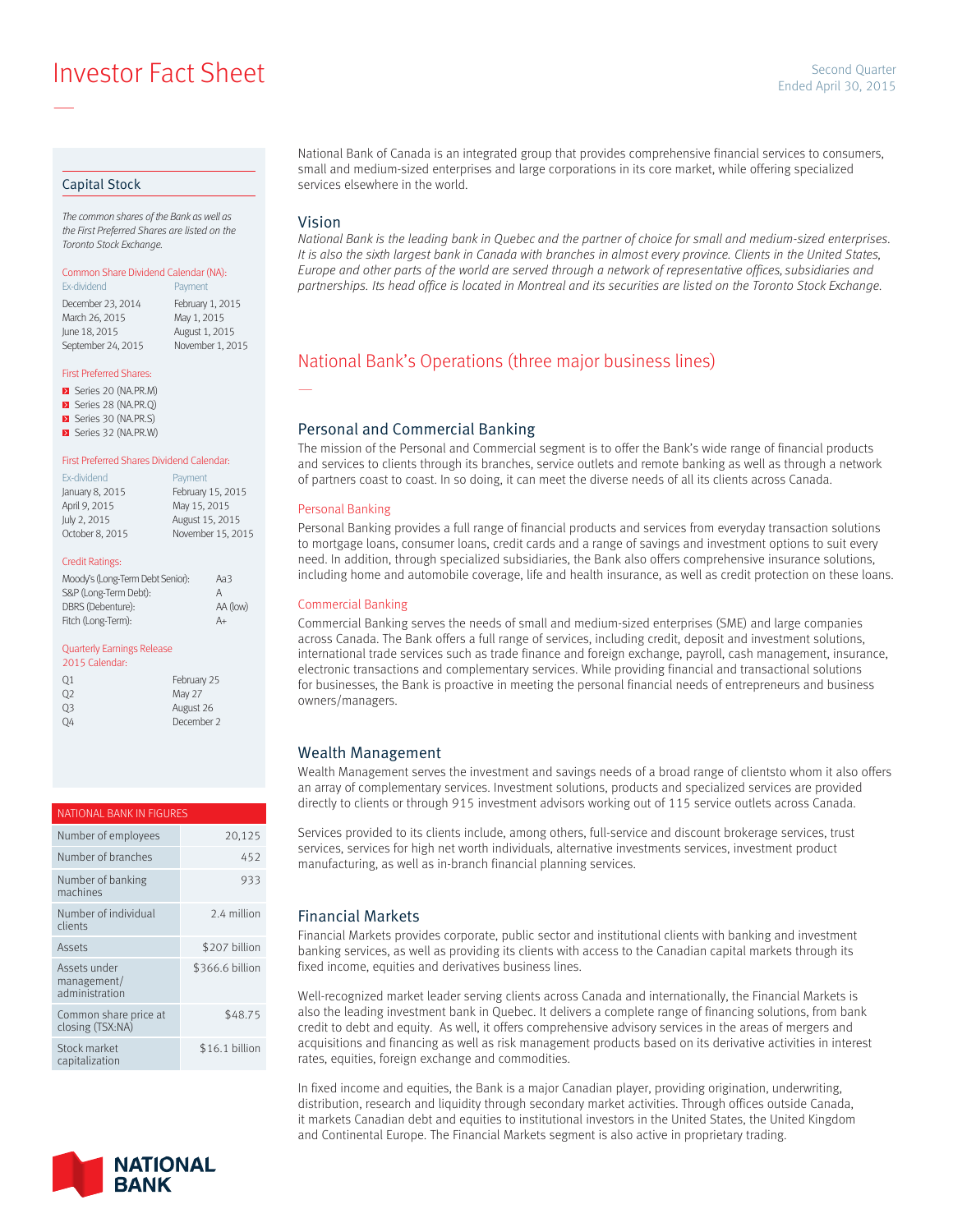# Investor Fact Sheet

Second Quarter
Ended April 30, 2015

National Bank of Canada is an integrated group that provides comprehensive financial services to consumers, small and medium-sized enterprises and large corporations in its core market, while offering specialized services elsewhere in the world.

## Vision

*National Bank is the leading bank in Quebec and the partner of choice for small and medium-sized enterprises. It is also the sixth largest bank in Canada with branches in almost every province. Clients in the United States, Europe and other parts of the world are served through a network of representative offices, subsidiaries and partnerships. Its head office is located in Montreal and its securities are listed on the Toronto Stock Exchange.*

## National Bank's Operations (three major business lines)

### Personal and Commercial Banking

The mission of the Personal and Commercial segment is to offer the Bank's wide range of financial products and services to clients through its branches, service outlets and remote banking as well as through a network of partners coast to coast. In so doing, it can meet the diverse needs of all its clients across Canada.

#### Personal Banking

Personal Banking provides a full range of financial products and services from everyday transaction solutions to mortgage loans, consumer loans, credit cards and a range of savings and investment options to suit every need. In addition, through specialized subsidiaries, the Bank also offers comprehensive insurance solutions, including home and automobile coverage, life and health insurance, as well as credit protection on these loans.

#### Commercial Banking

Commercial Banking serves the needs of small and medium-sized enterprises (SME) and large companies across Canada. The Bank offers a full range of services, including credit, deposit and investment solutions, international trade services such as trade finance and foreign exchange, payroll, cash management, insurance, electronic transactions and complementary services. While providing financial and transactional solutions for businesses, the Bank is proactive in meeting the personal financial needs of entrepreneurs and business owners/managers.

### Wealth Management

Wealth Management serves the investment and savings needs of a broad range of clientsto whom it also offers an array of complementary services. Investment solutions, products and specialized services are provided directly to clients or through 915 investment advisors working out of 115 service outlets across Canada.

Services provided to its clients include, among others, full-service and discount brokerage services, trust services, services for high net worth individuals, alternative investments services, investment product manufacturing, as well as in-branch financial planning services.

### Financial Markets

Financial Markets provides corporate, public sector and institutional clients with banking and investment banking services, as well as providing its clients with access to the Canadian capital markets through its fixed income, equities and derivatives business lines.

Well-recognized market leader serving clients across Canada and internationally, the Financial Markets is also the leading investment bank in Quebec. It delivers a complete range of financing solutions, from bank credit to debt and equity. As well, it offers comprehensive advisory services in the areas of mergers and acquisitions and financing as well as risk management products based on its derivative activities in interest rates, equities, foreign exchange and commodities.

In fixed income and equities, the Bank is a major Canadian player, providing origination, underwriting, distribution, research and liquidity through secondary market activities. Through offices outside Canada, it markets Canadian debt and equities to institutional investors in the United States, the United Kingdom and Continental Europe. The Financial Markets segment is also active in proprietary trading.

## Capital Stock

*The common shares of the Bank as well as the First Preferred Shares are listed on the Toronto Stock Exchange.*

**Common Share Dividend Calendar (NA):**

| Ex-dividend | Payment |
|---|---|
| December 23, 2014 | February 1, 2015 |
| March 26, 2015 | May 1, 2015 |
| June 18, 2015 | August 1, 2015 |
| September 24, 2015 | November 1, 2015 |

**First Preferred Shares:**

- Series 20 (NA.PR.M)
- Series 28 (NA.PR.Q)
- Series 30 (NA.PR.S)
- Series 32 (NA.PR.W)

**First Preferred Shares Dividend Calendar:**

| Ex-dividend | Payment |
|---|---|
| January 8, 2015 | February 15, 2015 |
| April 9, 2015 | May 15, 2015 |
| July 2, 2015 | August 15, 2015 |
| October 8, 2015 | November 15, 2015 |

**Credit Ratings:**

| | |
|---|---|
| Moody's (Long-Term Debt Senior): | Aa3 |
| S&P (Long-Term Debt): | A |
| DBRS (Debenture): | AA (low) |
| Fitch (Long-Term): | A+ |

**Quarterly Earnings Release 2015 Calendar:**

| | |
|---|---|
| Q1 | February 25 |
| Q2 | May 27 |
| Q3 | August 26 |
| Q4 | December 2 |

## National Bank in Figures

| | |
|---|---|
| Number of employees | 20,125 |
| Number of branches | 452 |
| Number of banking machines | 933 |
| Number of individual clients | 2.4 million |
| Assets | $207 billion |
| Assets under management/administration | $366.6 billion |
| Common share price at closing (TSX:NA) | $48.75 |
| Stock market capitalization | $16.1 billion |

NATIONAL BANK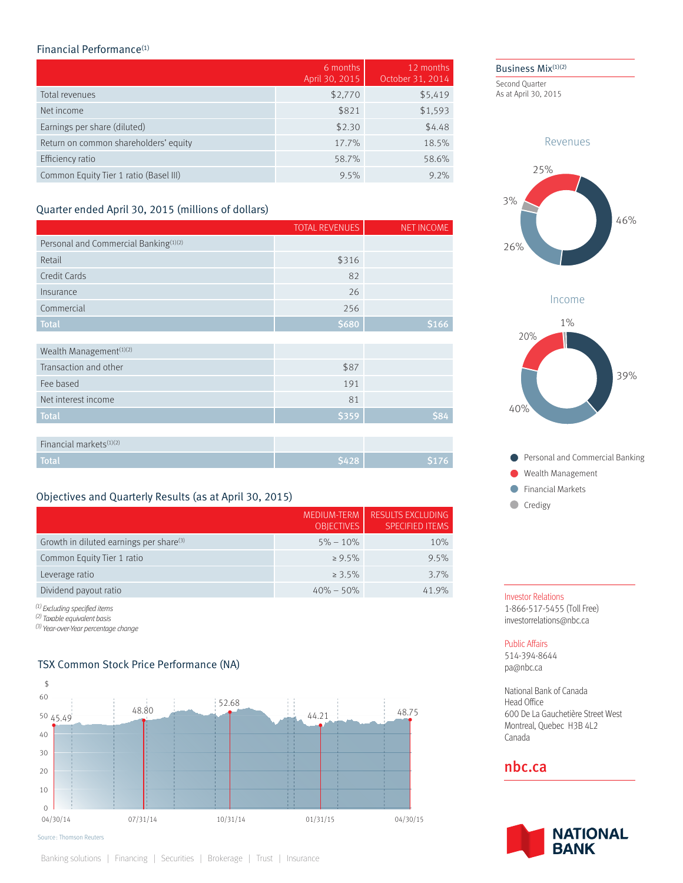## Financial Performance[1]

| | 6 months April 30, 2015 | 12 months October 31, 2014 |
|---|---|---|
| Total revenues | $2,770 | $5,419 |
| Net income | $821 | $1,593 |
| Earnings per share (diluted) | $2.30 | $4.48 |
| Return on common shareholders' equity | 17.7% | 18.5% |
| Efficiency ratio | 58.7% | 58.6% |
| Common Equity Tier 1 ratio (Basel III) | 9.5% | 9.2% |

## Quarter ended April 30, 2015 (millions of dollars)

| | TOTAL REVENUES | NET INCOME |
|---|---|---|
| Personal and Commercial Banking[1,2] | | |
| Retail | $316 | |
| Credit Cards | 82 | |
| Insurance | 26 | |
| Commercial | 256 | |
| **Total** | **$680** | **$166** |
| Wealth Management[1,2] | | |
| Transaction and other | $87 | |
| Fee based | 191 | |
| Net interest income | 81 | |
| **Total** | **$359** | **$84** |
| Financial markets[1,2] | | |
| **Total** | **$428** | **$176** |

## Objectives and Quarterly Results (as at April 30, 2015)

| | MEDIUM-TERM OBJECTIVES | RESULTS EXCLUDING SPECIFIED ITEMS |
|---|---|---|
| Growth in diluted earnings per share[3] | 5% – 10% | 10% |
| Common Equity Tier 1 ratio | ≥ 9.5% | 9.5% |
| Leverage ratio | ≥ 3.5% | 3.7% |
| Dividend payout ratio | 40% – 50% | 41.9% |

*[1] Excluding specified items*
*[2] Taxable equivalent basis*
*[3] Year-over-Year percentage change*

## TSX Common Stock Price Performance (NA)

$
60
50
40
30
20
10
0
45.49
48.80
52.68
44.21
48.75
04/30/14
07/31/14
10/31/14
01/31/15
04/30/15

Source: Thomson Reuters

## Business Mix[1,2]

Second Quarter
As at April 30, 2015

Revenues

46%
26%
3%
25%

Income

39%
40%
1%
20%

- Personal and Commercial Banking
- Wealth Management
- Financial Markets
- Credigy

Investor Relations
1-866-517-5455 (Toll Free)
investorrelations@nbc.ca

Public Affairs
514-394-8644
pa@nbc.ca

National Bank of Canada
Head Office
600 De La Gauchetière Street West
Montreal, Quebec H3B 4L2
Canada

**nbc.ca**

NATIONAL BANK

Banking solutions | Financing | Securities | Brokerage | Trust | Insurance